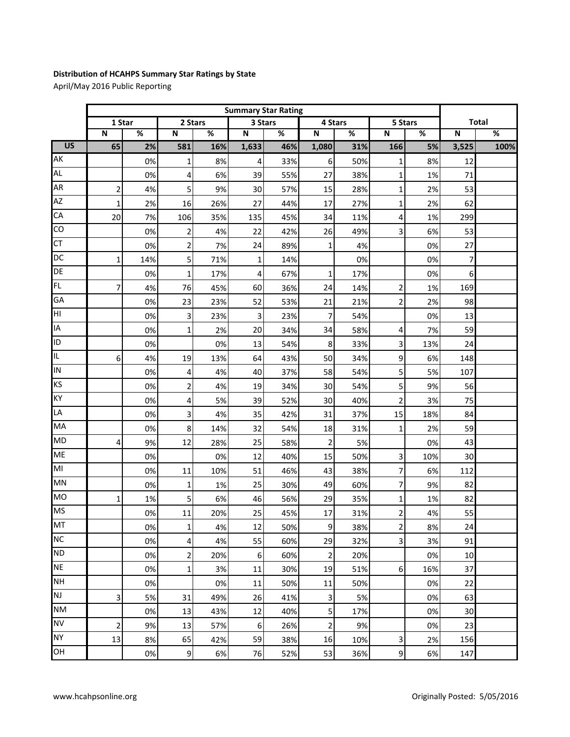**Distribution of HCAHPS Summary Star Ratings by State**

April/May 2016 Public Reporting

| | Summary Star Rating | | | | | | | | | | Total | |
|---|---|---|---|---|---|---|---|---|---|---|---|---|
| | 1 Star | | 2 Stars | | 3 Stars | | 4 Stars | | 5 Stars | | Total | |
| | N | % | N | % | N | % | N | % | N | % | N | % |
| **US** | **65** | **2%** | **581** | **16%** | **1,633** | **46%** | **1,080** | **31%** | **166** | **5%** | **3,525** | **100%** |
| AK | | 0% | 1 | 8% | 4 | 33% | 6 | 50% | 1 | 8% | 12 | |
| AL | | 0% | 4 | 6% | 39 | 55% | 27 | 38% | 1 | 1% | 71 | |
| AR | 2 | 4% | 5 | 9% | 30 | 57% | 15 | 28% | 1 | 2% | 53 | |
| AZ | 1 | 2% | 16 | 26% | 27 | 44% | 17 | 27% | 1 | 2% | 62 | |
| CA | 20 | 7% | 106 | 35% | 135 | 45% | 34 | 11% | 4 | 1% | 299 | |
| CO | | 0% | 2 | 4% | 22 | 42% | 26 | 49% | 3 | 6% | 53 | |
| CT | | 0% | 2 | 7% | 24 | 89% | 1 | 4% | | 0% | 27 | |
| DC | 1 | 14% | 5 | 71% | 1 | 14% | | 0% | | 0% | 7 | |
| DE | | 0% | 1 | 17% | 4 | 67% | 1 | 17% | | 0% | 6 | |
| FL | 7 | 4% | 76 | 45% | 60 | 36% | 24 | 14% | 2 | 1% | 169 | |
| GA | | 0% | 23 | 23% | 52 | 53% | 21 | 21% | 2 | 2% | 98 | |
| HI | | 0% | 3 | 23% | 3 | 23% | 7 | 54% | | 0% | 13 | |
| IA | | 0% | 1 | 2% | 20 | 34% | 34 | 58% | 4 | 7% | 59 | |
| ID | | 0% | | 0% | 13 | 54% | 8 | 33% | 3 | 13% | 24 | |
| IL | 6 | 4% | 19 | 13% | 64 | 43% | 50 | 34% | 9 | 6% | 148 | |
| IN | | 0% | 4 | 4% | 40 | 37% | 58 | 54% | 5 | 5% | 107 | |
| KS | | 0% | 2 | 4% | 19 | 34% | 30 | 54% | 5 | 9% | 56 | |
| KY | | 0% | 4 | 5% | 39 | 52% | 30 | 40% | 2 | 3% | 75 | |
| LA | | 0% | 3 | 4% | 35 | 42% | 31 | 37% | 15 | 18% | 84 | |
| MA | | 0% | 8 | 14% | 32 | 54% | 18 | 31% | 1 | 2% | 59 | |
| MD | 4 | 9% | 12 | 28% | 25 | 58% | 2 | 5% | | 0% | 43 | |
| ME | | 0% | | 0% | 12 | 40% | 15 | 50% | 3 | 10% | 30 | |
| MI | | 0% | 11 | 10% | 51 | 46% | 43 | 38% | 7 | 6% | 112 | |
| MN | | 0% | 1 | 1% | 25 | 30% | 49 | 60% | 7 | 9% | 82 | |
| MO | 1 | 1% | 5 | 6% | 46 | 56% | 29 | 35% | 1 | 1% | 82 | |
| MS | | 0% | 11 | 20% | 25 | 45% | 17 | 31% | 2 | 4% | 55 | |
| MT | | 0% | 1 | 4% | 12 | 50% | 9 | 38% | 2 | 8% | 24 | |
| NC | | 0% | 4 | 4% | 55 | 60% | 29 | 32% | 3 | 3% | 91 | |
| ND | | 0% | 2 | 20% | 6 | 60% | 2 | 20% | | 0% | 10 | |
| NE | | 0% | 1 | 3% | 11 | 30% | 19 | 51% | 6 | 16% | 37 | |
| NH | | 0% | | 0% | 11 | 50% | 11 | 50% | | 0% | 22 | |
| NJ | 3 | 5% | 31 | 49% | 26 | 41% | 3 | 5% | | 0% | 63 | |
| NM | | 0% | 13 | 43% | 12 | 40% | 5 | 17% | | 0% | 30 | |
| NV | 2 | 9% | 13 | 57% | 6 | 26% | 2 | 9% | | 0% | 23 | |
| NY | 13 | 8% | 65 | 42% | 59 | 38% | 16 | 10% | 3 | 2% | 156 | |
| OH | | 0% | 9 | 6% | 76 | 52% | 53 | 36% | 9 | 6% | 147 | |

www.hcahpsonline.org

Originally Posted: 5/05/2016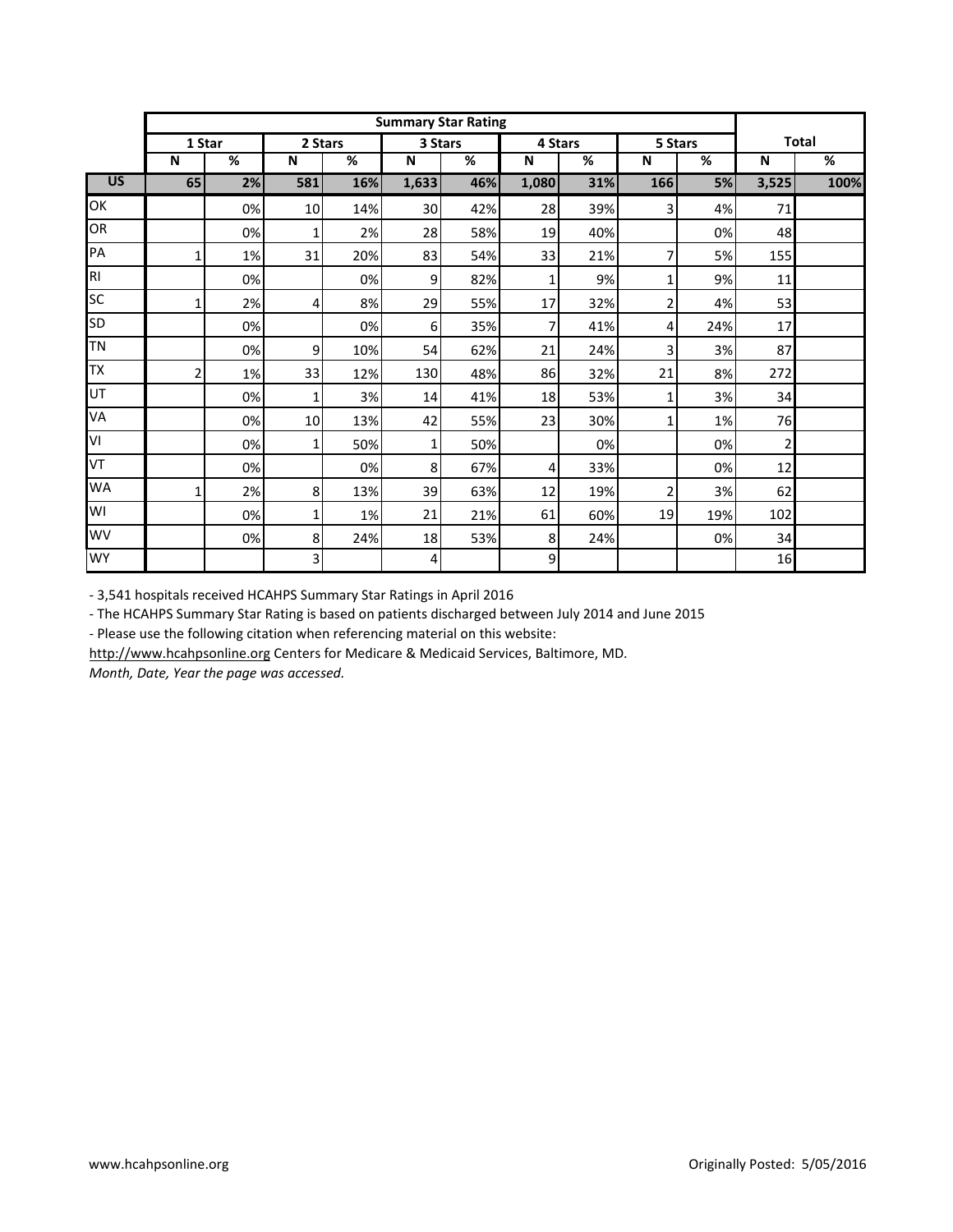| | Summary Star Rating | | | | | | | | | | | |
|---|---|---|---|---|---|---|---|---|---|---|---|---|
| | 1 Star | | 2 Stars | | 3 Stars | | 4 Stars | | 5 Stars | | Total | |
| | N | % | N | % | N | % | N | % | N | % | N | % |
| **US** | **65** | **2%** | **581** | **16%** | **1,633** | **46%** | **1,080** | **31%** | **166** | **5%** | **3,525** | **100%** |
| OK | | 0% | 10 | 14% | 30 | 42% | 28 | 39% | 3 | 4% | 71 | |
| OR | | 0% | 1 | 2% | 28 | 58% | 19 | 40% | | 0% | 48 | |
| PA | 1 | 1% | 31 | 20% | 83 | 54% | 33 | 21% | 7 | 5% | 155 | |
| RI | | 0% | | 0% | 9 | 82% | 1 | 9% | 1 | 9% | 11 | |
| SC | 1 | 2% | 4 | 8% | 29 | 55% | 17 | 32% | 2 | 4% | 53 | |
| SD | | 0% | | 0% | 6 | 35% | 7 | 41% | 4 | 24% | 17 | |
| TN | | 0% | 9 | 10% | 54 | 62% | 21 | 24% | 3 | 3% | 87 | |
| TX | 2 | 1% | 33 | 12% | 130 | 48% | 86 | 32% | 21 | 8% | 272 | |
| UT | | 0% | 1 | 3% | 14 | 41% | 18 | 53% | 1 | 3% | 34 | |
| VA | | 0% | 10 | 13% | 42 | 55% | 23 | 30% | 1 | 1% | 76 | |
| VI | | 0% | 1 | 50% | 1 | 50% | | 0% | | 0% | 2 | |
| VT | | 0% | | 0% | 8 | 67% | 4 | 33% | | 0% | 12 | |
| WA | 1 | 2% | 8 | 13% | 39 | 63% | 12 | 19% | 2 | 3% | 62 | |
| WI | | 0% | 1 | 1% | 21 | 21% | 61 | 60% | 19 | 19% | 102 | |
| WV | | 0% | 8 | 24% | 18 | 53% | 8 | 24% | | 0% | 34 | |
| WY | | | 3 | | 4 | | 9 | | | | 16 | |

- 3,541 hospitals received HCAHPS Summary Star Ratings in April 2016
- The HCAHPS Summary Star Rating is based on patients discharged between July 2014 and June 2015
- Please use the following citation when referencing material on this website:

http://www.hcahpsonline.org Centers for Medicare & Medicaid Services, Baltimore, MD.
*Month, Date, Year the page was accessed.*

www.hcahpsonline.org

Originally Posted: 5/05/2016